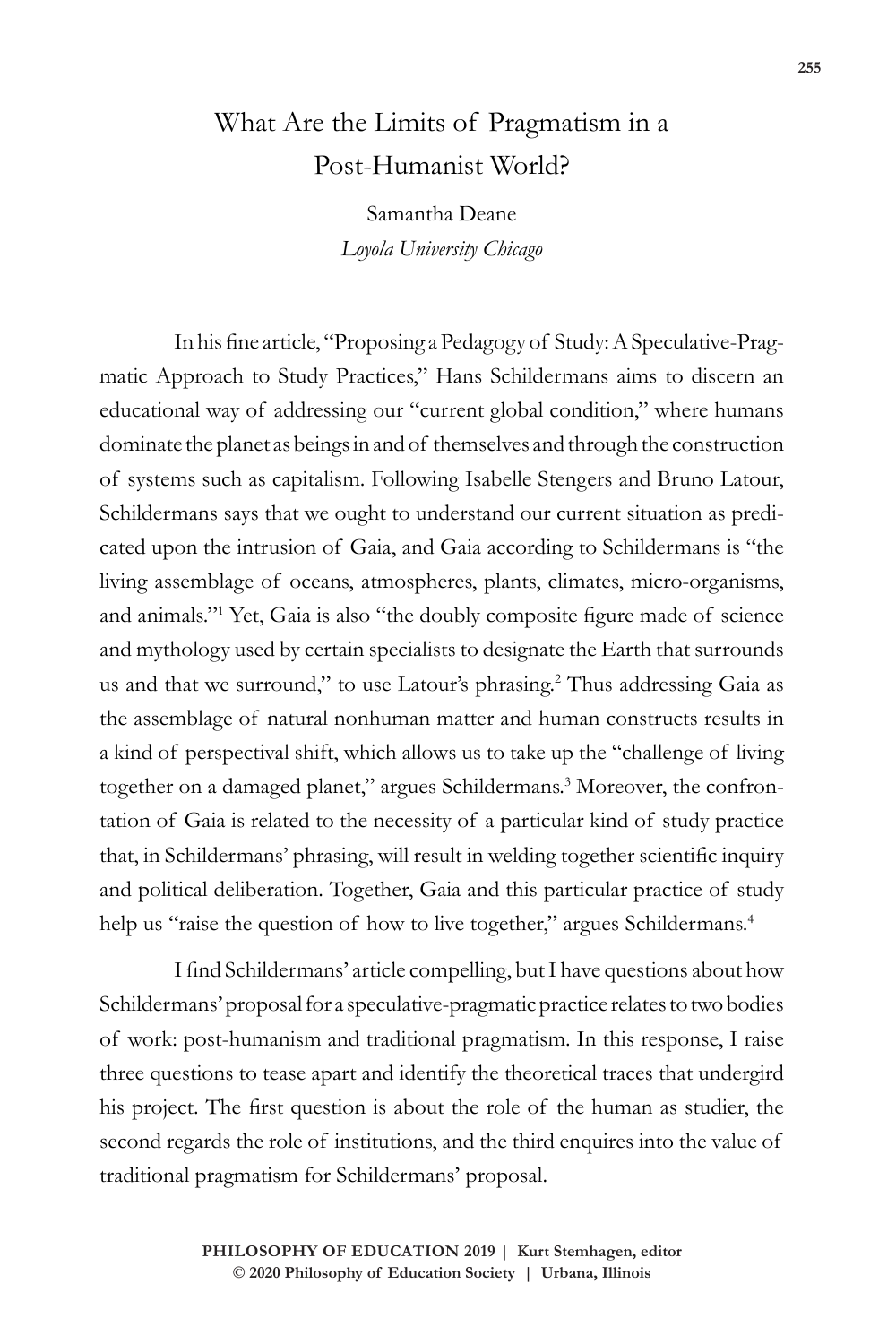# What Are the Limits of Pragmatism in a Post-Humanist World?

Samantha Deane
*Loyola University Chicago*

In his fine article, "Proposing a Pedagogy of Study: A Speculative-Pragmatic Approach to Study Practices," Hans Schildermans aims to discern an educational way of addressing our "current global condition," where humans dominate the planet as beings in and of themselves and through the construction of systems such as capitalism. Following Isabelle Stengers and Bruno Latour, Schildermans says that we ought to understand our current situation as predicated upon the intrusion of Gaia, and Gaia according to Schildermans is "the living assemblage of oceans, atmospheres, plants, climates, micro-organisms, and animals."[1] Yet, Gaia is also "the doubly composite figure made of science and mythology used by certain specialists to designate the Earth that surrounds us and that we surround," to use Latour's phrasing.[2] Thus addressing Gaia as the assemblage of natural nonhuman matter and human constructs results in a kind of perspectival shift, which allows us to take up the "challenge of living together on a damaged planet," argues Schildermans.[3] Moreover, the confrontation of Gaia is related to the necessity of a particular kind of study practice that, in Schildermans' phrasing, will result in welding together scientific inquiry and political deliberation. Together, Gaia and this particular practice of study help us "raise the question of how to live together," argues Schildermans.[4]

I find Schildermans' article compelling, but I have questions about how Schildermans' proposal for a speculative-pragmatic practice relates to two bodies of work: post-humanism and traditional pragmatism. In this response, I raise three questions to tease apart and identify the theoretical traces that undergird his project. The first question is about the role of the human as studier, the second regards the role of institutions, and the third enquires into the value of traditional pragmatism for Schildermans' proposal.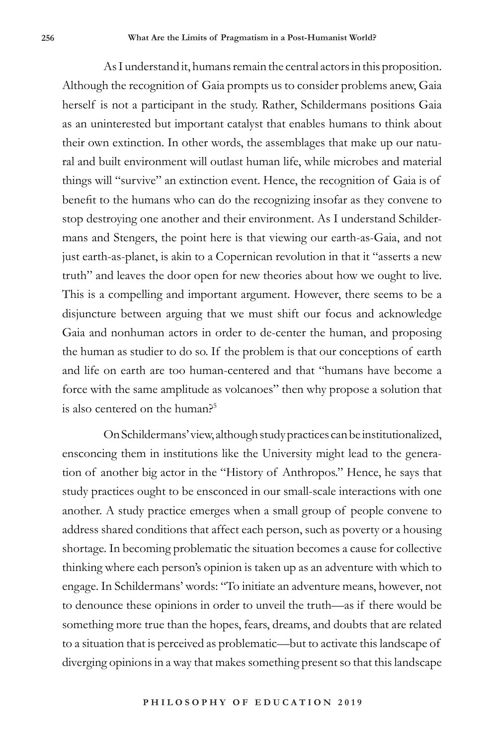As I understand it, humans remain the central actors in this proposition. Although the recognition of Gaia prompts us to consider problems anew, Gaia herself is not a participant in the study. Rather, Schildermans positions Gaia as an uninterested but important catalyst that enables humans to think about their own extinction. In other words, the assemblages that make up our natural and built environment will outlast human life, while microbes and material things will "survive" an extinction event. Hence, the recognition of Gaia is of benefit to the humans who can do the recognizing insofar as they convene to stop destroying one another and their environment. As I understand Schildermans and Stengers, the point here is that viewing our earth-as-Gaia, and not just earth-as-planet, is akin to a Copernican revolution in that it "asserts a new truth" and leaves the door open for new theories about how we ought to live. This is a compelling and important argument. However, there seems to be a disjuncture between arguing that we must shift our focus and acknowledge Gaia and nonhuman actors in order to de-center the human, and proposing the human as studier to do so. If the problem is that our conceptions of earth and life on earth are too human-centered and that "humans have become a force with the same amplitude as volcanoes" then why propose a solution that is also centered on the human?[5]

On Schildermans' view, although study practices can be institutionalized, ensconcing them in institutions like the University might lead to the generation of another big actor in the "History of Anthropos." Hence, he says that study practices ought to be ensconced in our small-scale interactions with one another. A study practice emerges when a small group of people convene to address shared conditions that affect each person, such as poverty or a housing shortage. In becoming problematic the situation becomes a cause for collective thinking where each person's opinion is taken up as an adventure with which to engage. In Schildermans' words: "To initiate an adventure means, however, not to denounce these opinions in order to unveil the truth—as if there would be something more true than the hopes, fears, dreams, and doubts that are related to a situation that is perceived as problematic—but to activate this landscape of diverging opinions in a way that makes something present so that this landscape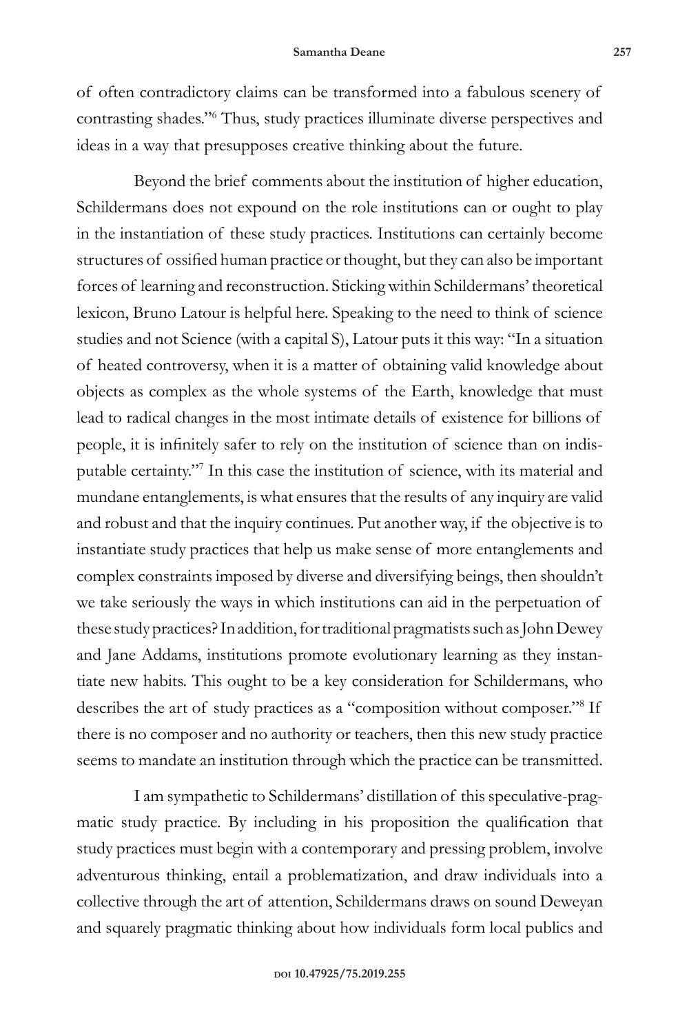of often contradictory claims can be transformed into a fabulous scenery of contrasting shades."[6] Thus, study practices illuminate diverse perspectives and ideas in a way that presupposes creative thinking about the future.

Beyond the brief comments about the institution of higher education, Schildermans does not expound on the role institutions can or ought to play in the instantiation of these study practices. Institutions can certainly become structures of ossified human practice or thought, but they can also be important forces of learning and reconstruction. Sticking within Schildermans' theoretical lexicon, Bruno Latour is helpful here. Speaking to the need to think of science studies and not Science (with a capital S), Latour puts it this way: "In a situation of heated controversy, when it is a matter of obtaining valid knowledge about objects as complex as the whole systems of the Earth, knowledge that must lead to radical changes in the most intimate details of existence for billions of people, it is infinitely safer to rely on the institution of science than on indisputable certainty."[7] In this case the institution of science, with its material and mundane entanglements, is what ensures that the results of any inquiry are valid and robust and that the inquiry continues. Put another way, if the objective is to instantiate study practices that help us make sense of more entanglements and complex constraints imposed by diverse and diversifying beings, then shouldn't we take seriously the ways in which institutions can aid in the perpetuation of these study practices? In addition, for traditional pragmatists such as John Dewey and Jane Addams, institutions promote evolutionary learning as they instantiate new habits. This ought to be a key consideration for Schildermans, who describes the art of study practices as a "composition without composer."[8] If there is no composer and no authority or teachers, then this new study practice seems to mandate an institution through which the practice can be transmitted.

I am sympathetic to Schildermans' distillation of this speculative-pragmatic study practice. By including in his proposition the qualification that study practices must begin with a contemporary and pressing problem, involve adventurous thinking, entail a problematization, and draw individuals into a collective through the art of attention, Schildermans draws on sound Deweyan and squarely pragmatic thinking about how individuals form local publics and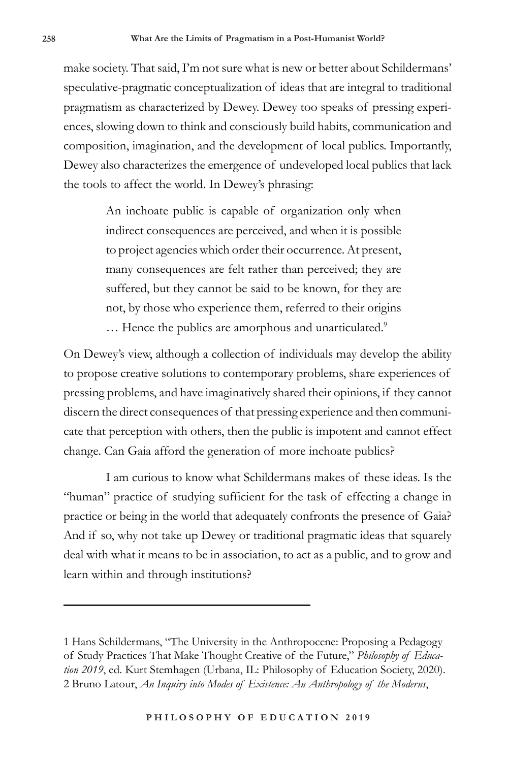make society. That said, I'm not sure what is new or better about Schildermans' speculative-pragmatic conceptualization of ideas that are integral to traditional pragmatism as characterized by Dewey. Dewey too speaks of pressing experiences, slowing down to think and consciously build habits, communication and composition, imagination, and the development of local publics. Importantly, Dewey also characterizes the emergence of undeveloped local publics that lack the tools to affect the world. In Dewey's phrasing:

> An inchoate public is capable of organization only when indirect consequences are perceived, and when it is possible to project agencies which order their occurrence. At present, many consequences are felt rather than perceived; they are suffered, but they cannot be said to be known, for they are not, by those who experience them, referred to their origins … Hence the publics are amorphous and unarticulated.[9]

On Dewey's view, although a collection of individuals may develop the ability to propose creative solutions to contemporary problems, share experiences of pressing problems, and have imaginatively shared their opinions, if they cannot discern the direct consequences of that pressing experience and then communicate that perception with others, then the public is impotent and cannot effect change. Can Gaia afford the generation of more inchoate publics?

I am curious to know what Schildermans makes of these ideas. Is the "human" practice of studying sufficient for the task of effecting a change in practice or being in the world that adequately confronts the presence of Gaia? And if so, why not take up Dewey or traditional pragmatic ideas that squarely deal with what it means to be in association, to act as a public, and to grow and learn within and through institutions?

---

1 Hans Schildermans, "The University in the Anthropocene: Proposing a Pedagogy of Study Practices That Make Thought Creative of the Future," *Philosophy of Education 2019*, ed. Kurt Stemhagen (Urbana, IL: Philosophy of Education Society, 2020).
2 Bruno Latour, *An Inquiry into Modes of Existence: An Anthropology of the Moderns*,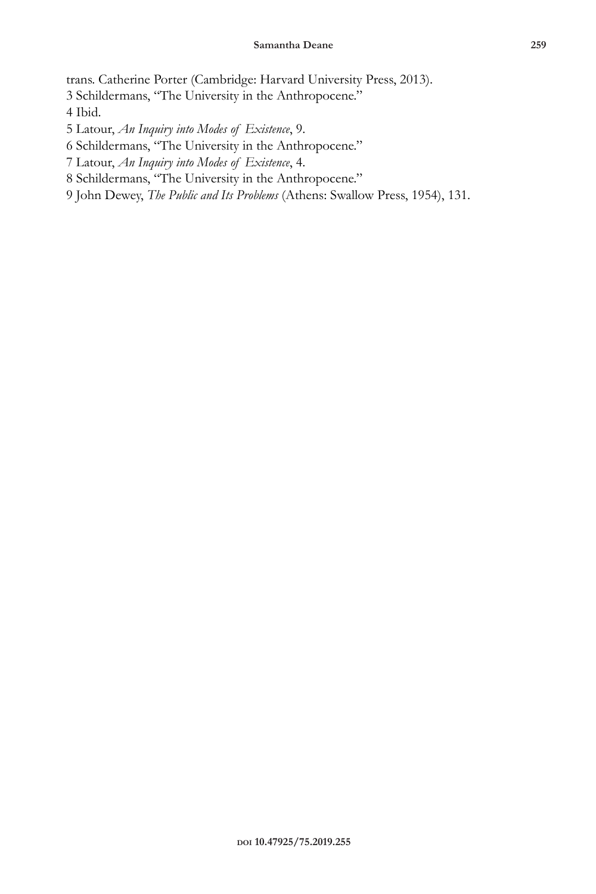trans. Catherine Porter (Cambridge: Harvard University Press, 2013).

3 Schildermans, "The University in the Anthropocene."

4 Ibid.

5 Latour, *An Inquiry into Modes of Existence*, 9.

6 Schildermans, "The University in the Anthropocene."

7 Latour, *An Inquiry into Modes of Existence*, 4.

8 Schildermans, "The University in the Anthropocene."

9 John Dewey, *The Public and Its Problems* (Athens: Swallow Press, 1954), 131.